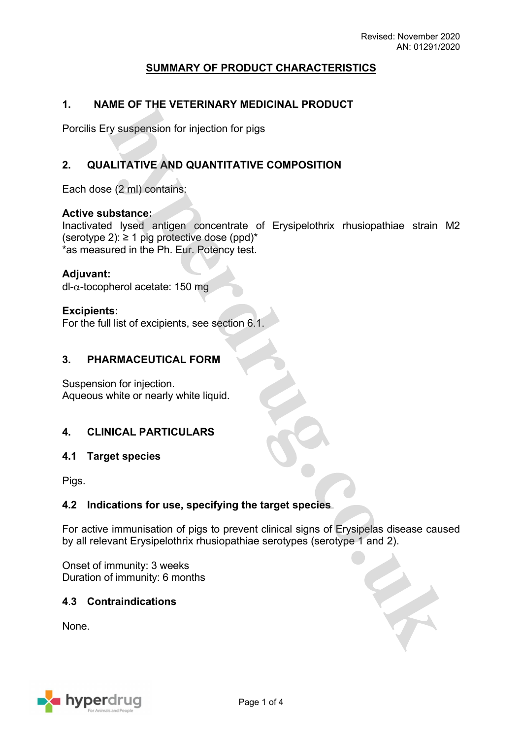Revised: November 2020
AN: 01291/2020

**SUMMARY OF PRODUCT CHARACTERISTICS**

## 1. NAME OF THE VETERINARY MEDICINAL PRODUCT

Porcilis Ery suspension for injection for pigs

## 2. QUALITATIVE AND QUANTITATIVE COMPOSITION

Each dose (2 ml) contains:

**Active substance:**
Inactivated lysed antigen concentrate of Erysipelothrix rhusiopathiae strain M2 (serotype 2): ≥ 1 pig protective dose (ppd)*
*as measured in the Ph. Eur. Potency test.

**Adjuvant:**
dl-α-tocopherol acetate: 150 mg

**Excipients:**
For the full list of excipients, see section 6.1.

## 3. PHARMACEUTICAL FORM

Suspension for injection.
Aqueous white or nearly white liquid.

## 4. CLINICAL PARTICULARS

### 4.1 Target species

Pigs.

### 4.2 Indications for use, specifying the target species

For active immunisation of pigs to prevent clinical signs of Erysipelas disease caused by all relevant Erysipelothrix rhusiopathiae serotypes (serotype 1 and 2).

Onset of immunity: 3 weeks
Duration of immunity: 6 months

### 4.3 Contraindications

None.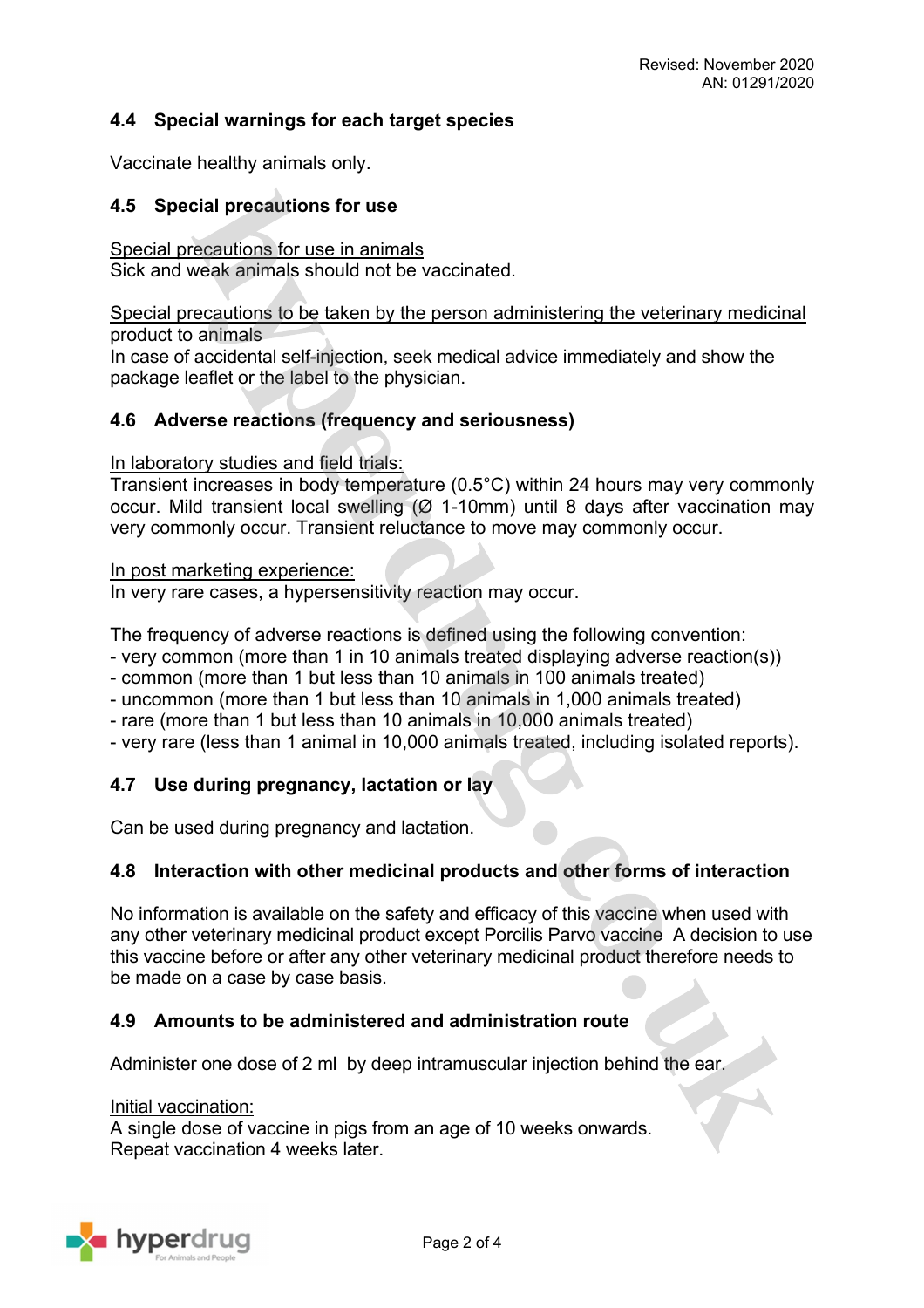### 4.4 Special warnings for each target species

Vaccinate healthy animals only.

### 4.5 Special precautions for use

Special precautions for use in animals
Sick and weak animals should not be vaccinated.

Special precautions to be taken by the person administering the veterinary medicinal product to animals
In case of accidental self-injection, seek medical advice immediately and show the package leaflet or the label to the physician.

### 4.6 Adverse reactions (frequency and seriousness)

In laboratory studies and field trials:
Transient increases in body temperature (0.5°C) within 24 hours may very commonly occur. Mild transient local swelling (Ø 1-10mm) until 8 days after vaccination may very commonly occur. Transient reluctance to move may commonly occur.

In post marketing experience:
In very rare cases, a hypersensitivity reaction may occur.

The frequency of adverse reactions is defined using the following convention:
- very common (more than 1 in 10 animals treated displaying adverse reaction(s))
- common (more than 1 but less than 10 animals in 100 animals treated)
- uncommon (more than 1 but less than 10 animals in 1,000 animals treated)
- rare (more than 1 but less than 10 animals in 10,000 animals treated)
- very rare (less than 1 animal in 10,000 animals treated, including isolated reports).

### 4.7 Use during pregnancy, lactation or lay

Can be used during pregnancy and lactation.

### 4.8 Interaction with other medicinal products and other forms of interaction

No information is available on the safety and efficacy of this vaccine when used with any other veterinary medicinal product except Porcilis Parvo vaccine A decision to use this vaccine before or after any other veterinary medicinal product therefore needs to be made on a case by case basis.

### 4.9 Amounts to be administered and administration route

Administer one dose of 2 ml by deep intramuscular injection behind the ear.

Initial vaccination:
A single dose of vaccine in pigs from an age of 10 weeks onwards.
Repeat vaccination 4 weeks later.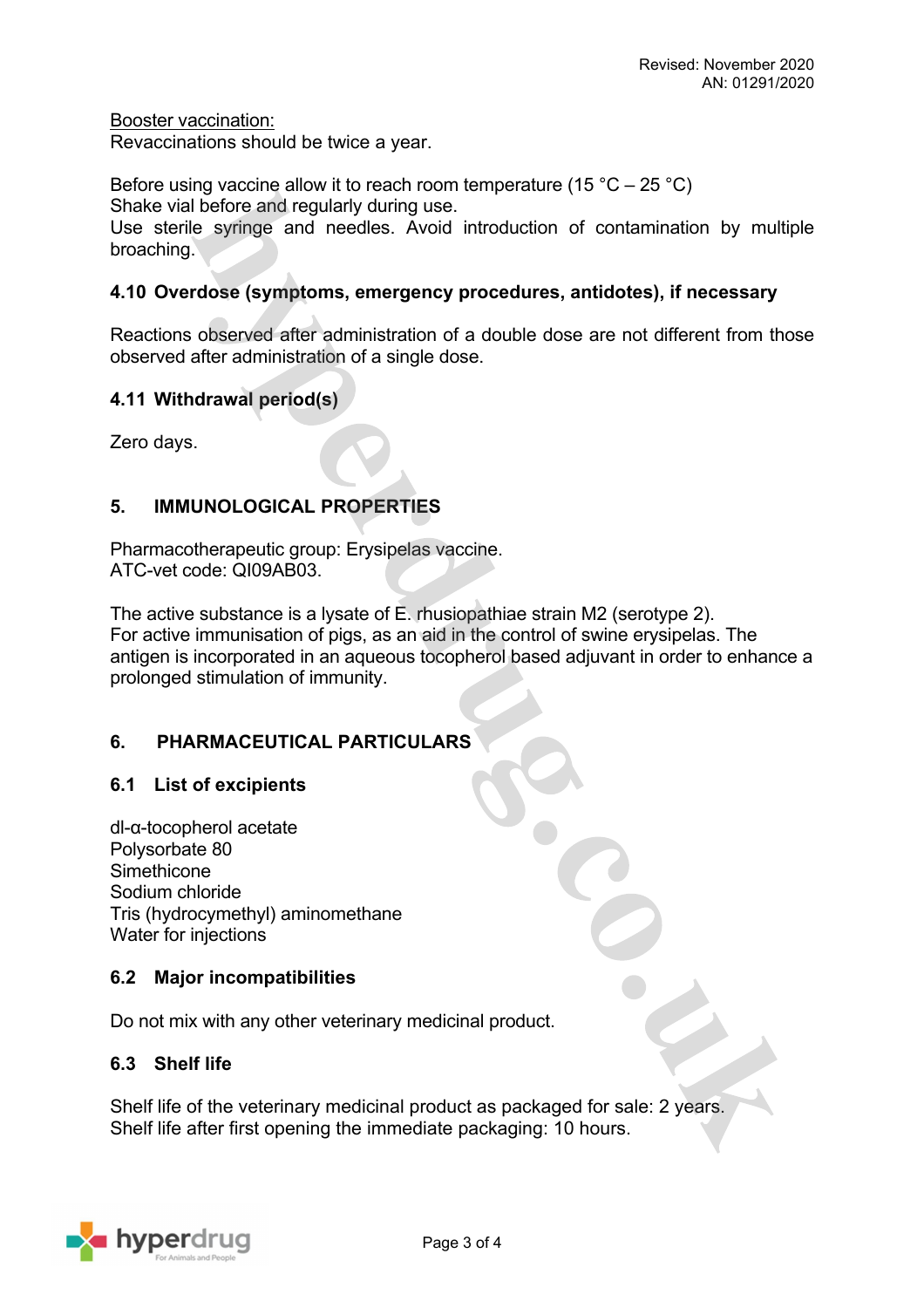Booster vaccination:
Revaccinations should be twice a year.

Before using vaccine allow it to reach room temperature (15 °C – 25 °C)
Shake vial before and regularly during use.
Use sterile syringe and needles. Avoid introduction of contamination by multiple broaching.

### 4.10 Overdose (symptoms, emergency procedures, antidotes), if necessary

Reactions observed after administration of a double dose are not different from those observed after administration of a single dose.

### 4.11 Withdrawal period(s)

Zero days.

## 5. IMMUNOLOGICAL PROPERTIES

Pharmacotherapeutic group: Erysipelas vaccine.
ATC-vet code: QI09AB03.

The active substance is a lysate of E. rhusiopathiae strain M2 (serotype 2).
For active immunisation of pigs, as an aid in the control of swine erysipelas. The antigen is incorporated in an aqueous tocopherol based adjuvant in order to enhance a prolonged stimulation of immunity.

## 6. PHARMACEUTICAL PARTICULARS

### 6.1 List of excipients

dl-α-tocopherol acetate
Polysorbate 80
Simethicone
Sodium chloride
Tris (hydrocymethyl) aminomethane
Water for injections

### 6.2 Major incompatibilities

Do not mix with any other veterinary medicinal product.

### 6.3 Shelf life

Shelf life of the veterinary medicinal product as packaged for sale: 2 years.
Shelf life after first opening the immediate packaging: 10 hours.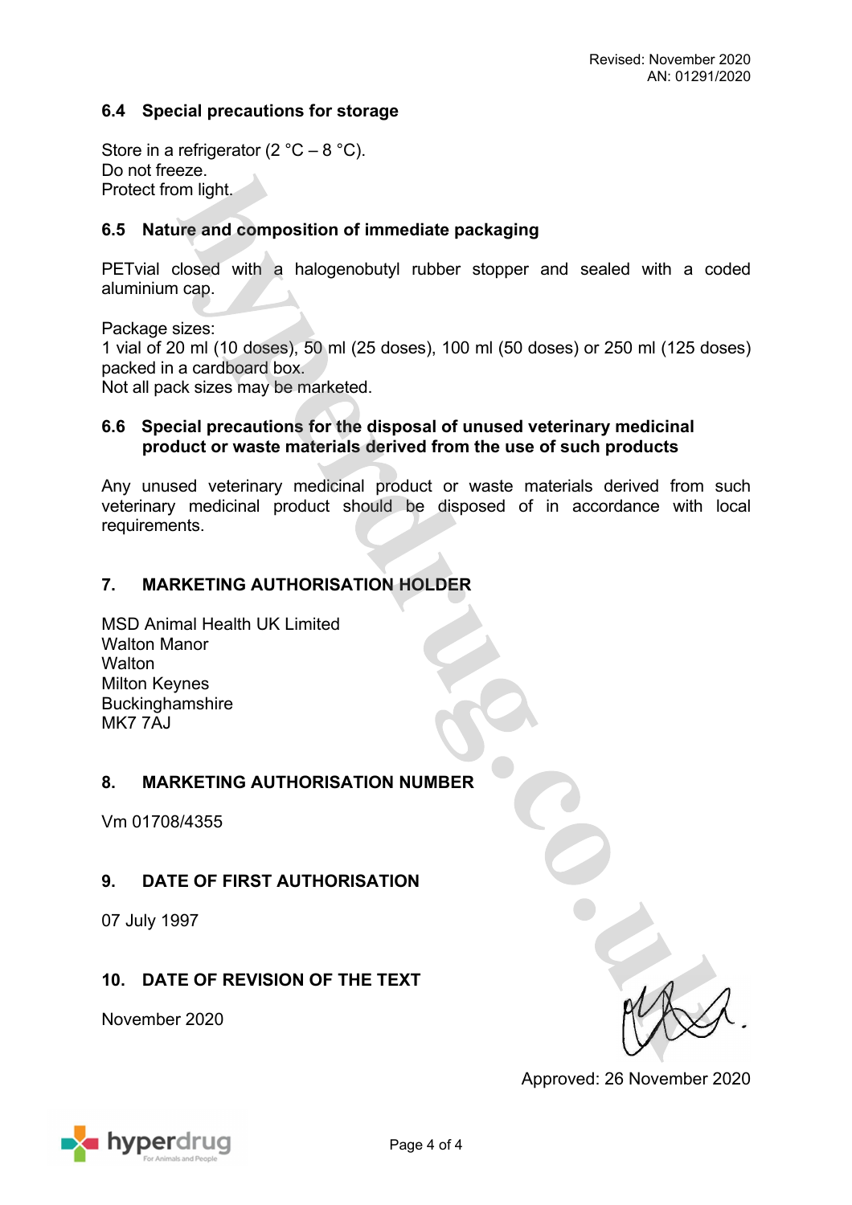### 6.4 Special precautions for storage

Store in a refrigerator (2 °C – 8 °C).
Do not freeze.
Protect from light.

### 6.5 Nature and composition of immediate packaging

PETvial closed with a halogenobutyl rubber stopper and sealed with a coded aluminium cap.

Package sizes:
1 vial of 20 ml (10 doses), 50 ml (25 doses), 100 ml (50 doses) or 250 ml (125 doses) packed in a cardboard box.
Not all pack sizes may be marketed.

### 6.6 Special precautions for the disposal of unused veterinary medicinal product or waste materials derived from the use of such products

Any unused veterinary medicinal product or waste materials derived from such veterinary medicinal product should be disposed of in accordance with local requirements.

## 7. MARKETING AUTHORISATION HOLDER

MSD Animal Health UK Limited
Walton Manor
Walton
Milton Keynes
Buckinghamshire
MK7 7AJ

## 8. MARKETING AUTHORISATION NUMBER

Vm 01708/4355

## 9. DATE OF FIRST AUTHORISATION

07 July 1997

## 10. DATE OF REVISION OF THE TEXT

November 2020

Approved: 26 November 2020